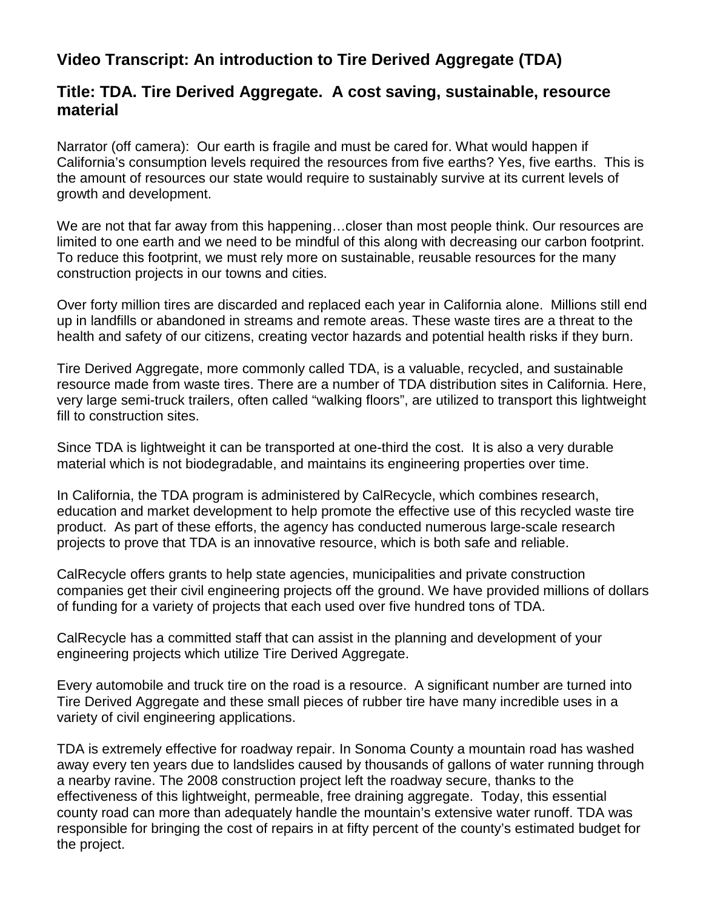# Video Transcript: An introduction to Tire Derived Aggregate (TDA)

## Title: TDA. Tire Derived Aggregate. A cost saving, sustainable, resource material

Narrator (off camera): Our earth is fragile and must be cared for. What would happen if California's consumption levels required the resources from five earths? Yes, five earths. This is the amount of resources our state would require to sustainably survive at its current levels of growth and development.

We are not that far away from this happening…closer than most people think. Our resources are limited to one earth and we need to be mindful of this along with decreasing our carbon footprint. To reduce this footprint, we must rely more on sustainable, reusable resources for the many construction projects in our towns and cities.

Over forty million tires are discarded and replaced each year in California alone. Millions still end up in landfills or abandoned in streams and remote areas. These waste tires are a threat to the health and safety of our citizens, creating vector hazards and potential health risks if they burn.

Tire Derived Aggregate, more commonly called TDA, is a valuable, recycled, and sustainable resource made from waste tires. There are a number of TDA distribution sites in California. Here, very large semi-truck trailers, often called "walking floors", are utilized to transport this lightweight fill to construction sites.

Since TDA is lightweight it can be transported at one-third the cost. It is also a very durable material which is not biodegradable, and maintains its engineering properties over time.

In California, the TDA program is administered by CalRecycle, which combines research, education and market development to help promote the effective use of this recycled waste tire product. As part of these efforts, the agency has conducted numerous large-scale research projects to prove that TDA is an innovative resource, which is both safe and reliable.

CalRecycle offers grants to help state agencies, municipalities and private construction companies get their civil engineering projects off the ground. We have provided millions of dollars of funding for a variety of projects that each used over five hundred tons of TDA.

CalRecycle has a committed staff that can assist in the planning and development of your engineering projects which utilize Tire Derived Aggregate.

Every automobile and truck tire on the road is a resource. A significant number are turned into Tire Derived Aggregate and these small pieces of rubber tire have many incredible uses in a variety of civil engineering applications.

TDA is extremely effective for roadway repair. In Sonoma County a mountain road has washed away every ten years due to landslides caused by thousands of gallons of water running through a nearby ravine. The 2008 construction project left the roadway secure, thanks to the effectiveness of this lightweight, permeable, free draining aggregate. Today, this essential county road can more than adequately handle the mountain's extensive water runoff. TDA was responsible for bringing the cost of repairs in at fifty percent of the county's estimated budget for the project.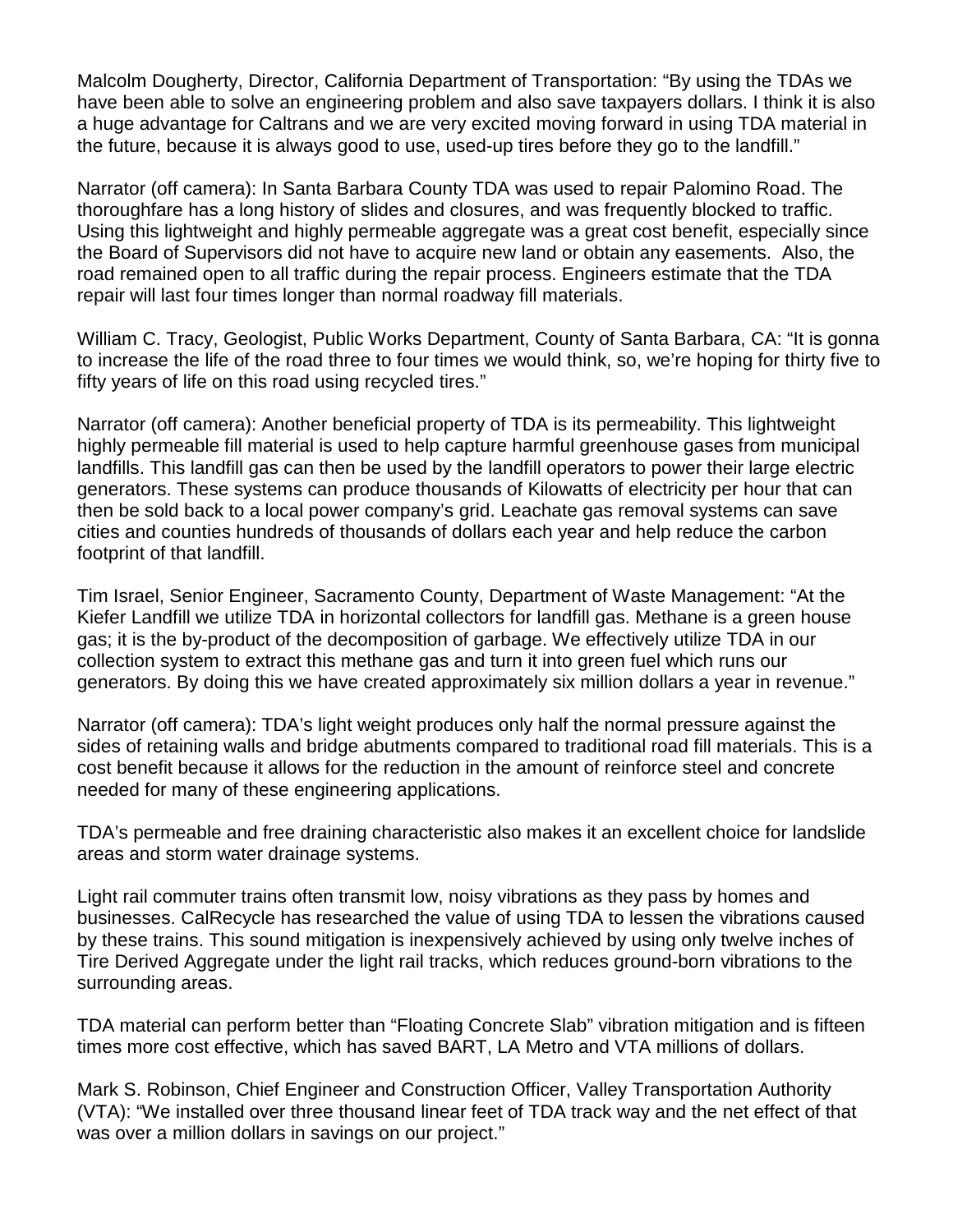Malcolm Dougherty, Director, California Department of Transportation: "By using the TDAs we have been able to solve an engineering problem and also save taxpayers dollars. I think it is also a huge advantage for Caltrans and we are very excited moving forward in using TDA material in the future, because it is always good to use, used-up tires before they go to the landfill."

Narrator (off camera): In Santa Barbara County TDA was used to repair Palomino Road. The thoroughfare has a long history of slides and closures, and was frequently blocked to traffic. Using this lightweight and highly permeable aggregate was a great cost benefit, especially since the Board of Supervisors did not have to acquire new land or obtain any easements. Also, the road remained open to all traffic during the repair process. Engineers estimate that the TDA repair will last four times longer than normal roadway fill materials.

William C. Tracy, Geologist, Public Works Department, County of Santa Barbara, CA: "It is gonna to increase the life of the road three to four times we would think, so, we're hoping for thirty five to fifty years of life on this road using recycled tires."

Narrator (off camera): Another beneficial property of TDA is its permeability. This lightweight highly permeable fill material is used to help capture harmful greenhouse gases from municipal landfills. This landfill gas can then be used by the landfill operators to power their large electric generators. These systems can produce thousands of Kilowatts of electricity per hour that can then be sold back to a local power company's grid. Leachate gas removal systems can save cities and counties hundreds of thousands of dollars each year and help reduce the carbon footprint of that landfill.

Tim Israel, Senior Engineer, Sacramento County, Department of Waste Management: "At the Kiefer Landfill we utilize TDA in horizontal collectors for landfill gas. Methane is a green house gas; it is the by-product of the decomposition of garbage. We effectively utilize TDA in our collection system to extract this methane gas and turn it into green fuel which runs our generators. By doing this we have created approximately six million dollars a year in revenue."

Narrator (off camera): TDA's light weight produces only half the normal pressure against the sides of retaining walls and bridge abutments compared to traditional road fill materials. This is a cost benefit because it allows for the reduction in the amount of reinforce steel and concrete needed for many of these engineering applications.

TDA's permeable and free draining characteristic also makes it an excellent choice for landslide areas and storm water drainage systems.

Light rail commuter trains often transmit low, noisy vibrations as they pass by homes and businesses. CalRecycle has researched the value of using TDA to lessen the vibrations caused by these trains. This sound mitigation is inexpensively achieved by using only twelve inches of Tire Derived Aggregate under the light rail tracks, which reduces ground-born vibrations to the surrounding areas.

TDA material can perform better than "Floating Concrete Slab" vibration mitigation and is fifteen times more cost effective, which has saved BART, LA Metro and VTA millions of dollars.

Mark S. Robinson, Chief Engineer and Construction Officer, Valley Transportation Authority (VTA): "We installed over three thousand linear feet of TDA track way and the net effect of that was over a million dollars in savings on our project."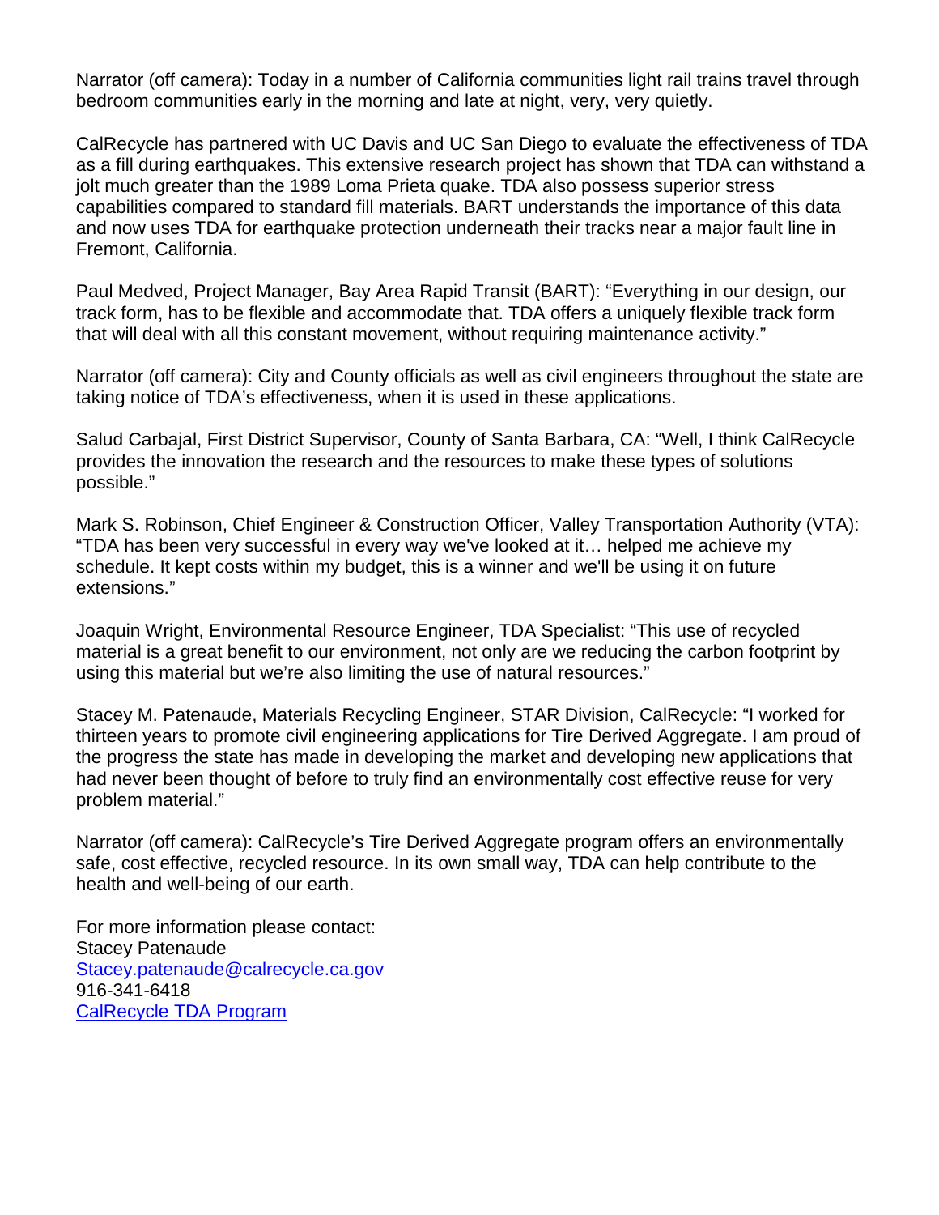Narrator (off camera): Today in a number of California communities light rail trains travel through bedroom communities early in the morning and late at night, very, very quietly.

CalRecycle has partnered with UC Davis and UC San Diego to evaluate the effectiveness of TDA as a fill during earthquakes. This extensive research project has shown that TDA can withstand a jolt much greater than the 1989 Loma Prieta quake. TDA also possess superior stress capabilities compared to standard fill materials. BART understands the importance of this data and now uses TDA for earthquake protection underneath their tracks near a major fault line in Fremont, California.

Paul Medved, Project Manager, Bay Area Rapid Transit (BART): "Everything in our design, our track form, has to be flexible and accommodate that. TDA offers a uniquely flexible track form that will deal with all this constant movement, without requiring maintenance activity."

Narrator (off camera): City and County officials as well as civil engineers throughout the state are taking notice of TDA's effectiveness, when it is used in these applications.

Salud Carbajal, First District Supervisor, County of Santa Barbara, CA: "Well, I think CalRecycle provides the innovation the research and the resources to make these types of solutions possible."

Mark S. Robinson, Chief Engineer & Construction Officer, Valley Transportation Authority (VTA): "TDA has been very successful in every way we've looked at it… helped me achieve my schedule. It kept costs within my budget, this is a winner and we'll be using it on future extensions."

Joaquin Wright, Environmental Resource Engineer, TDA Specialist: "This use of recycled material is a great benefit to our environment, not only are we reducing the carbon footprint by using this material but we're also limiting the use of natural resources."

Stacey M. Patenaude, Materials Recycling Engineer, STAR Division, CalRecycle: "I worked for thirteen years to promote civil engineering applications for Tire Derived Aggregate. I am proud of the progress the state has made in developing the market and developing new applications that had never been thought of before to truly find an environmentally cost effective reuse for very problem material."

Narrator (off camera): CalRecycle's Tire Derived Aggregate program offers an environmentally safe, cost effective, recycled resource. In its own small way, TDA can help contribute to the health and well-being of our earth.

For more information please contact:
Stacey Patenaude
Stacey.patenaude@calrecycle.ca.gov
916-341-6418
CalRecycle TDA Program